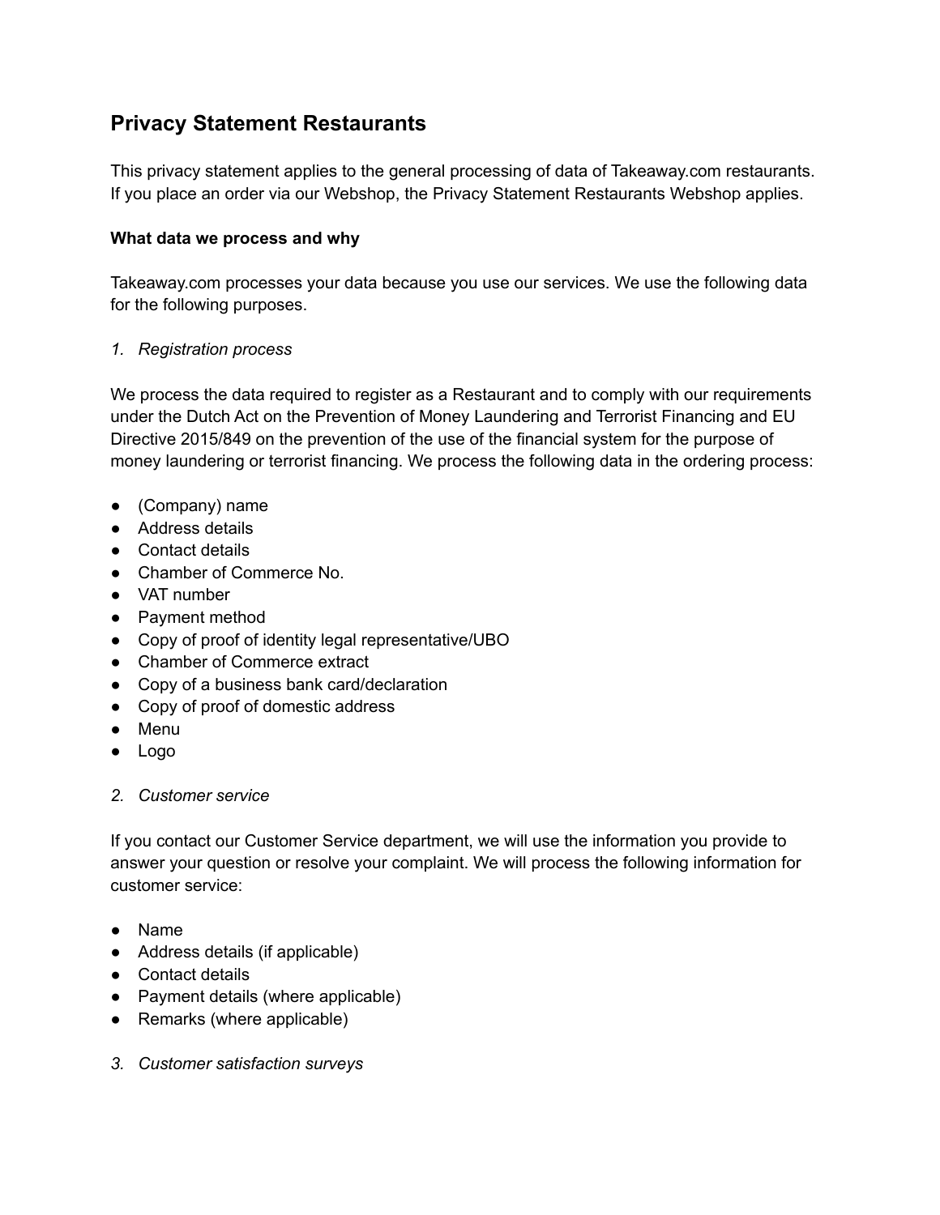# Privacy Statement Restaurants

This privacy statement applies to the general processing of data of Takeaway.com restaurants. If you place an order via our Webshop, the Privacy Statement Restaurants Webshop applies.

**What data we process and why**

Takeaway.com processes your data because you use our services. We use the following data for the following purposes.

*1. Registration process*

We process the data required to register as a Restaurant and to comply with our requirements under the Dutch Act on the Prevention of Money Laundering and Terrorist Financing and EU Directive 2015/849 on the prevention of the use of the financial system for the purpose of money laundering or terrorist financing. We process the following data in the ordering process:

- (Company) name
- Address details
- Contact details
- Chamber of Commerce No.
- VAT number
- Payment method
- Copy of proof of identity legal representative/UBO
- Chamber of Commerce extract
- Copy of a business bank card/declaration
- Copy of proof of domestic address
- Menu
- Logo

*2. Customer service*

If you contact our Customer Service department, we will use the information you provide to answer your question or resolve your complaint. We will process the following information for customer service:

- Name
- Address details (if applicable)
- Contact details
- Payment details (where applicable)
- Remarks (where applicable)

*3. Customer satisfaction surveys*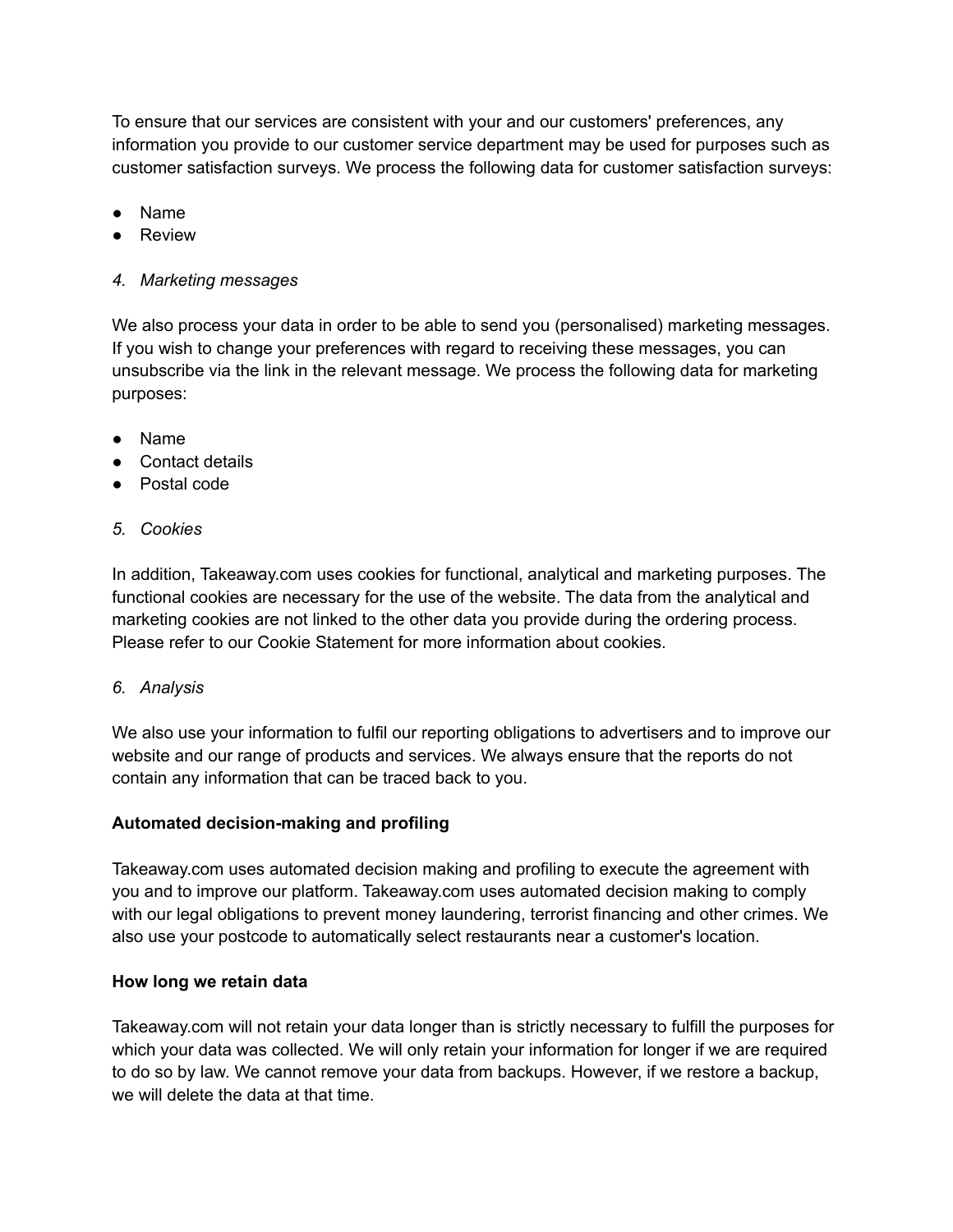To ensure that our services are consistent with your and our customers' preferences, any information you provide to our customer service department may be used for purposes such as customer satisfaction surveys. We process the following data for customer satisfaction surveys:

- Name
- Review

*4. Marketing messages*

We also process your data in order to be able to send you (personalised) marketing messages. If you wish to change your preferences with regard to receiving these messages, you can unsubscribe via the link in the relevant message. We process the following data for marketing purposes:

- Name
- Contact details
- Postal code

*5. Cookies*

In addition, Takeaway.com uses cookies for functional, analytical and marketing purposes. The functional cookies are necessary for the use of the website. The data from the analytical and marketing cookies are not linked to the other data you provide during the ordering process. Please refer to our Cookie Statement for more information about cookies.

*6. Analysis*

We also use your information to fulfil our reporting obligations to advertisers and to improve our website and our range of products and services. We always ensure that the reports do not contain any information that can be traced back to you.

**Automated decision-making and profiling**

Takeaway.com uses automated decision making and profiling to execute the agreement with you and to improve our platform. Takeaway.com uses automated decision making to comply with our legal obligations to prevent money laundering, terrorist financing and other crimes. We also use your postcode to automatically select restaurants near a customer's location.

**How long we retain data**

Takeaway.com will not retain your data longer than is strictly necessary to fulfill the purposes for which your data was collected. We will only retain your information for longer if we are required to do so by law. We cannot remove your data from backups. However, if we restore a backup, we will delete the data at that time.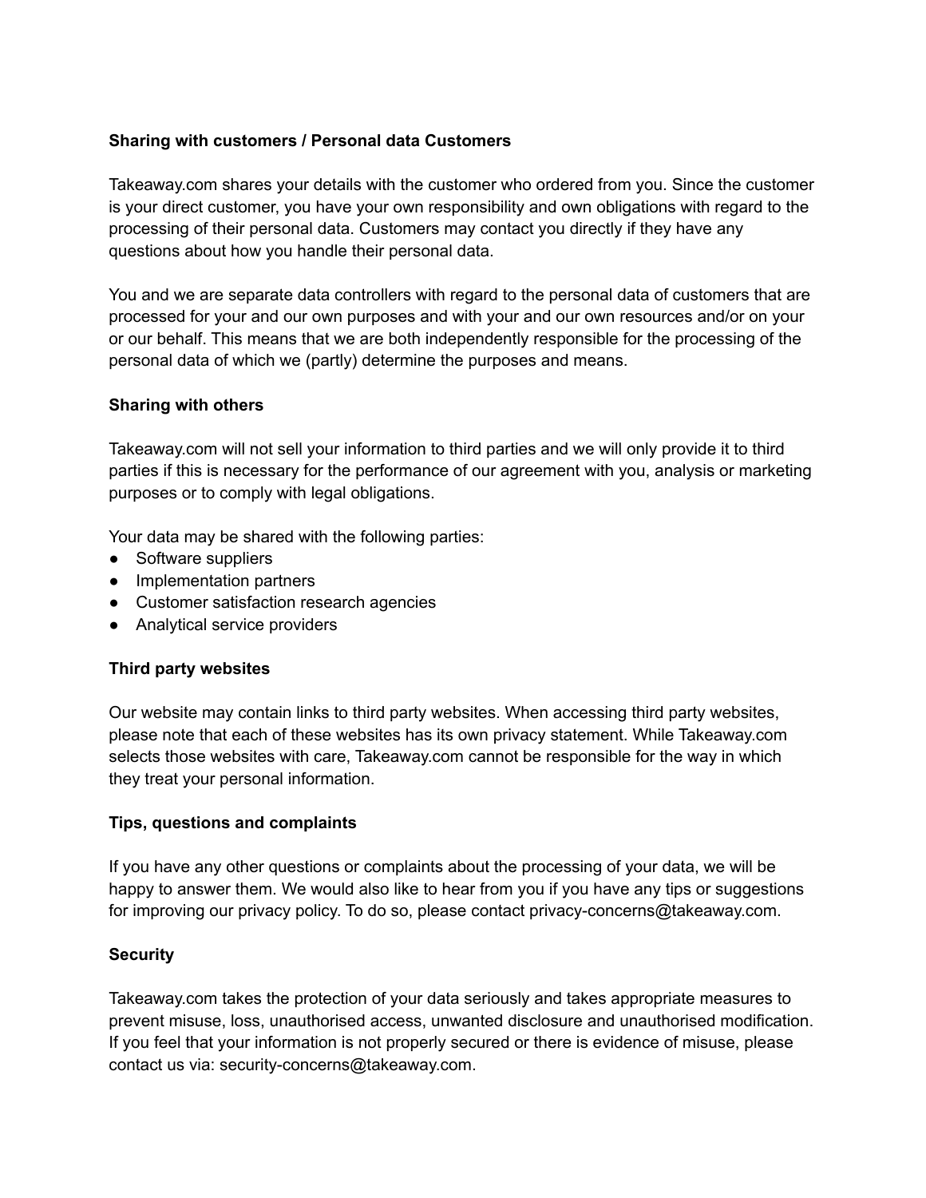**Sharing with customers / Personal data Customers**

Takeaway.com shares your details with the customer who ordered from you. Since the customer is your direct customer, you have your own responsibility and own obligations with regard to the processing of their personal data. Customers may contact you directly if they have any questions about how you handle their personal data.

You and we are separate data controllers with regard to the personal data of customers that are processed for your and our own purposes and with your and our own resources and/or on your or our behalf. This means that we are both independently responsible for the processing of the personal data of which we (partly) determine the purposes and means.

**Sharing with others**

Takeaway.com will not sell your information to third parties and we will only provide it to third parties if this is necessary for the performance of our agreement with you, analysis or marketing purposes or to comply with legal obligations.

Your data may be shared with the following parties:

- Software suppliers
- Implementation partners
- Customer satisfaction research agencies
- Analytical service providers

**Third party websites**

Our website may contain links to third party websites. When accessing third party websites, please note that each of these websites has its own privacy statement. While Takeaway.com selects those websites with care, Takeaway.com cannot be responsible for the way in which they treat your personal information.

**Tips, questions and complaints**

If you have any other questions or complaints about the processing of your data, we will be happy to answer them. We would also like to hear from you if you have any tips or suggestions for improving our privacy policy. To do so, please contact privacy-concerns@takeaway.com.

**Security**

Takeaway.com takes the protection of your data seriously and takes appropriate measures to prevent misuse, loss, unauthorised access, unwanted disclosure and unauthorised modification. If you feel that your information is not properly secured or there is evidence of misuse, please contact us via: security-concerns@takeaway.com.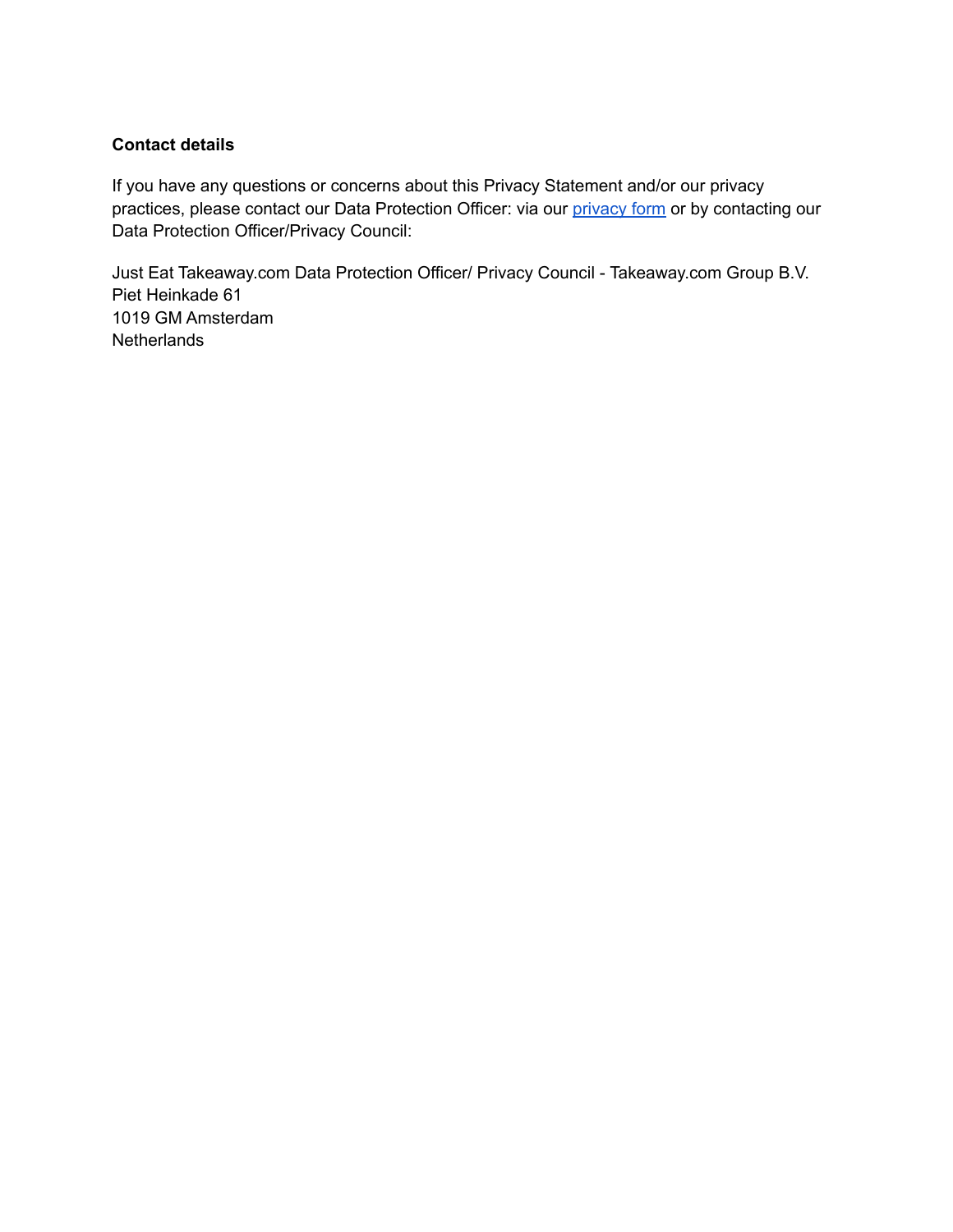**Contact details**

If you have any questions or concerns about this Privacy Statement and/or our privacy practices, please contact our Data Protection Officer: via our [privacy form] or by contacting our Data Protection Officer/Privacy Council:

Just Eat Takeaway.com Data Protection Officer/ Privacy Council - Takeaway.com Group B.V.
Piet Heinkade 61
1019 GM Amsterdam
Netherlands